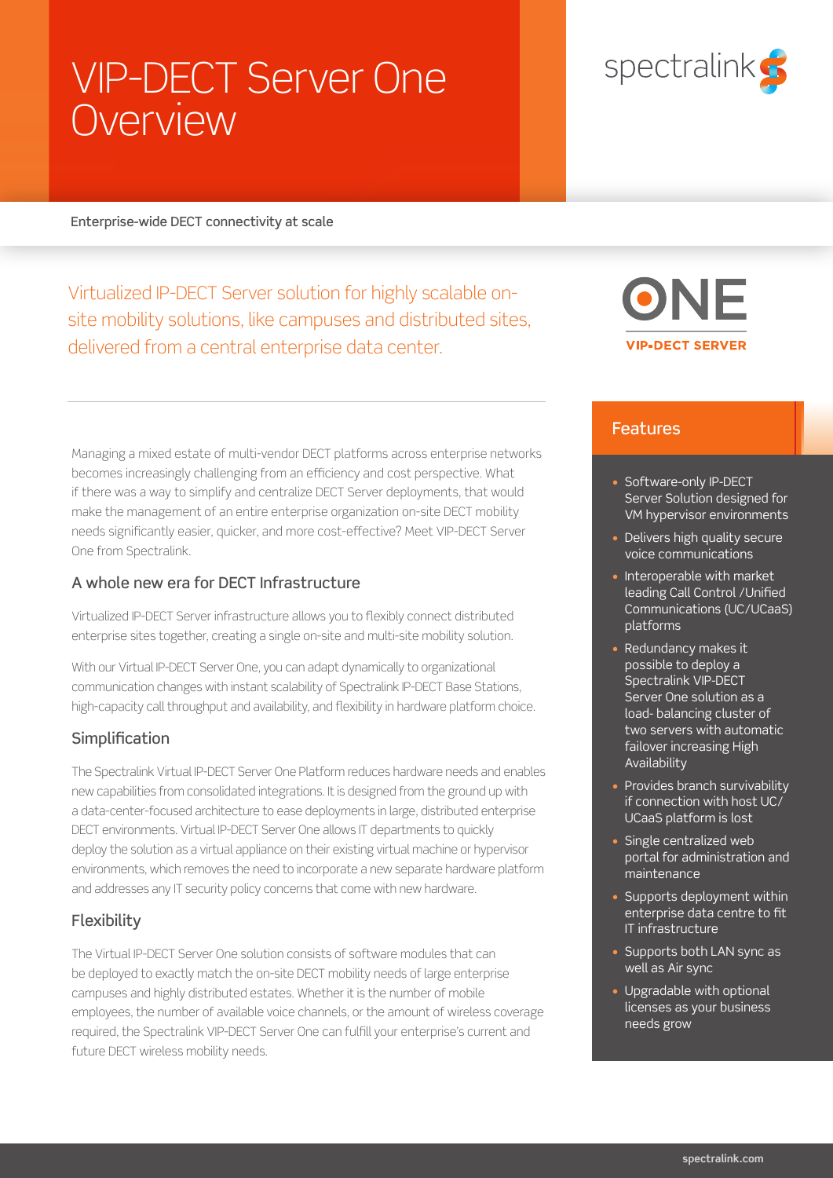# VIP-DECT Server One Overview

Enterprise-wide DECT connectivity at scale

Virtualized IP-DECT Server solution for highly scalable on-site mobility solutions, like campuses and distributed sites, delivered from a central enterprise data center.

ONE
VIP-DECT SERVER

Managing a mixed estate of multi-vendor DECT platforms across enterprise networks becomes increasingly challenging from an efficiency and cost perspective. What if there was a way to simplify and centralize DECT Server deployments, that would make the management of an entire enterprise organization on-site DECT mobility needs significantly easier, quicker, and more cost-effective? Meet VIP-DECT Server One from Spectralink.

## A whole new era for DECT Infrastructure

Virtualized IP-DECT Server infrastructure allows you to flexibly connect distributed enterprise sites together, creating a single on-site and multi-site mobility solution.

With our Virtual IP-DECT Server One, you can adapt dynamically to organizational communication changes with instant scalability of Spectralink IP-DECT Base Stations, high-capacity call throughput and availability, and flexibility in hardware platform choice.

## Simplification

The Spectralink Virtual IP-DECT Server One Platform reduces hardware needs and enables new capabilities from consolidated integrations. It is designed from the ground up with a data-center-focused architecture to ease deployments in large, distributed enterprise DECT environments. Virtual IP-DECT Server One allows IT departments to quickly deploy the solution as a virtual appliance on their existing virtual machine or hypervisor environments, which removes the need to incorporate a new separate hardware platform and addresses any IT security policy concerns that come with new hardware.

## Flexibility

The Virtual IP-DECT Server One solution consists of software modules that can be deployed to exactly match the on-site DECT mobility needs of large enterprise campuses and highly distributed estates. Whether it is the number of mobile employees, the number of available voice channels, or the amount of wireless coverage required, the Spectralink VIP-DECT Server One can fulfill your enterprise's current and future DECT wireless mobility needs.

## Features

- Software-only IP-DECT Server Solution designed for VM hypervisor environments
- Delivers high quality secure voice communications
- Interoperable with market leading Call Control /Unified Communications (UC/UCaaS) platforms
- Redundancy makes it possible to deploy a Spectralink VIP-DECT Server One solution as a load- balancing cluster of two servers with automatic failover increasing High Availability
- Provides branch survivability if connection with host UC/ UCaaS platform is lost
- Single centralized web portal for administration and maintenance
- Supports deployment within enterprise data centre to fit IT infrastructure
- Supports both LAN sync as well as Air sync
- Upgradable with optional licenses as your business needs grow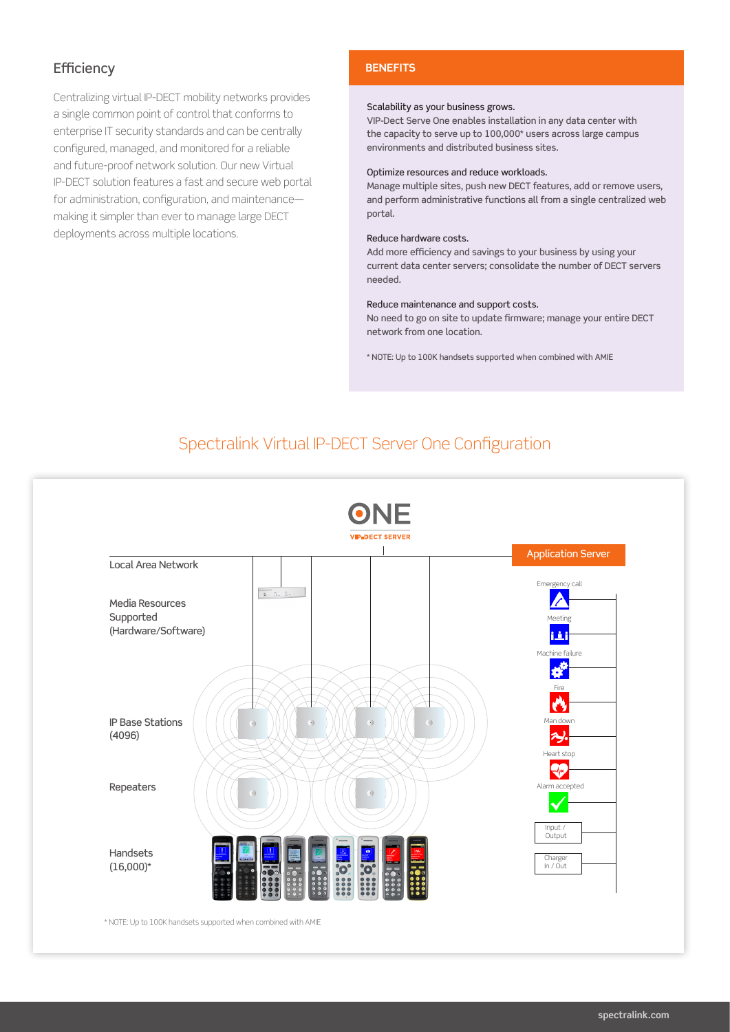## Efficiency

Centralizing virtual IP-DECT mobility networks provides a single common point of control that conforms to enterprise IT security standards and can be centrally configured, managed, and monitored for a reliable and future-proof network solution. Our new Virtual IP-DECT solution features a fast and secure web portal for administration, configuration, and maintenance—making it simpler than ever to manage large DECT deployments across multiple locations.

### BENEFITS

Scalability as your business grows.
VIP-Dect Serve One enables installation in any data center with the capacity to serve up to 100,000* users across large campus environments and distributed business sites.

Optimize resources and reduce workloads.
Manage multiple sites, push new DECT features, add or remove users, and perform administrative functions all from a single centralized web portal.

Reduce hardware costs.
Add more efficiency and savings to your business by using your current data center servers; consolidate the number of DECT servers needed.

Reduce maintenance and support costs.
No need to go on site to update firmware; manage your entire DECT network from one location.

\* NOTE: Up to 100K handsets supported when combined with AMIE

## Spectralink Virtual IP-DECT Server One Configuration

ONE
VIP-DECT SERVER

Local Area Network

Media Resources Supported (Hardware/Software)

IP Base Stations (4096)

Repeaters

Handsets (16,000)*

Application Server

Emergency call

Meeting

Machine failure

Fire

Man down

Heart stop

Alarm accepted

Input / Output

Charger In / Out

\* NOTE: Up to 100K handsets supported when combined with AMIE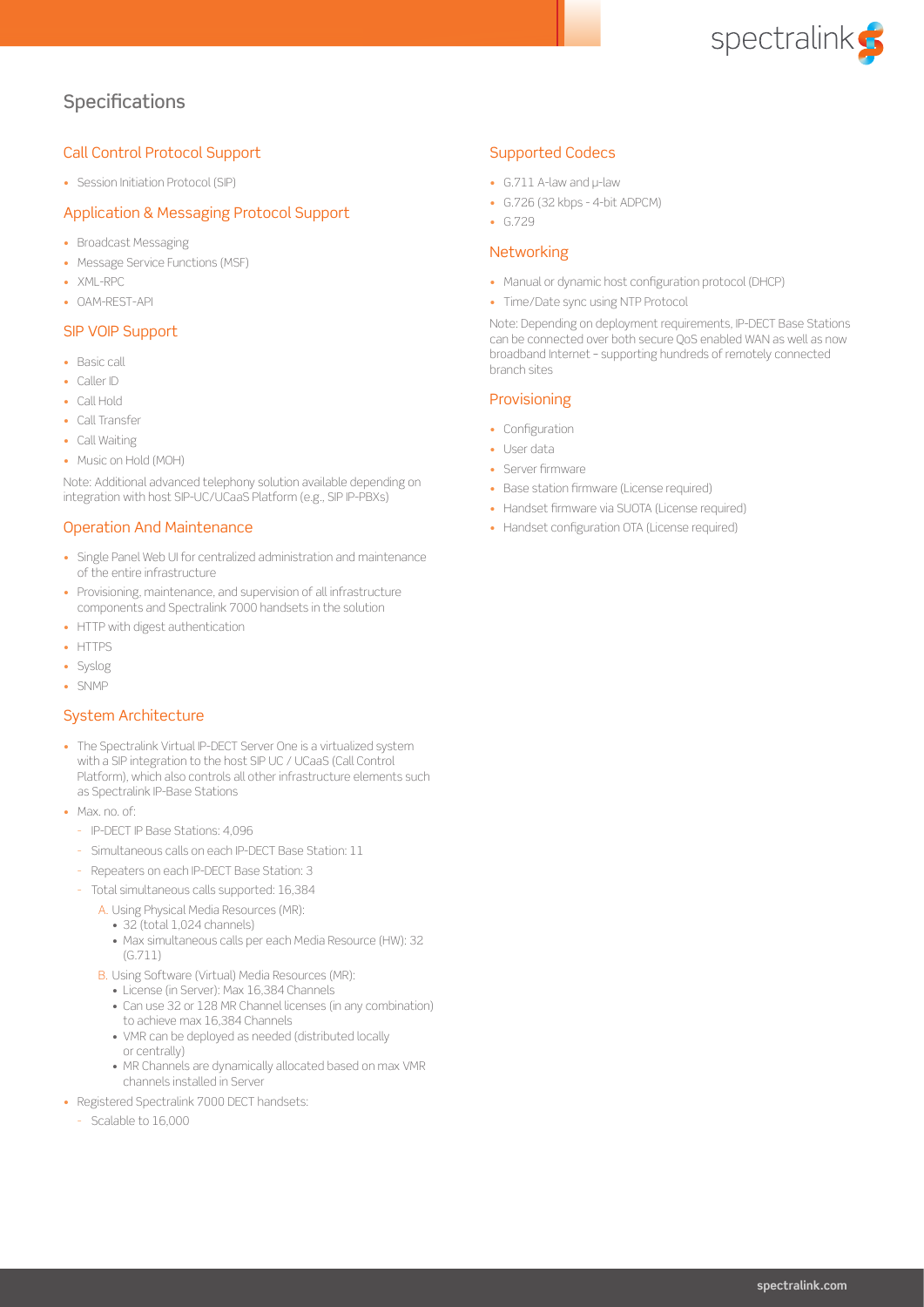## Specifications

### Call Control Protocol Support

- Session Initiation Protocol (SIP)

### Application & Messaging Protocol Support

- Broadcast Messaging
- Message Service Functions (MSF)
- XML-RPC
- OAM-REST-API

### SIP VOIP Support

- Basic call
- Caller ID
- Call Hold
- Call Transfer
- Call Waiting
- Music on Hold (MOH)

Note: Additional advanced telephony solution available depending on integration with host SIP-UC/UCaaS Platform (e.g., SIP IP-PBXs)

### Operation And Maintenance

- Single Panel Web UI for centralized administration and maintenance of the entire infrastructure
- Provisioning, maintenance, and supervision of all infrastructure components and Spectralink 7000 handsets in the solution
- HTTP with digest authentication
- HTTPS
- Syslog
- SNMP

### System Architecture

- The Spectralink Virtual IP-DECT Server One is a virtualized system with a SIP integration to the host SIP UC / UCaaS (Call Control Platform), which also controls all other infrastructure elements such as Spectralink IP-Base Stations
- Max. no. of:
  - IP-DECT IP Base Stations: 4,096
  - Simultaneous calls on each IP-DECT Base Station: 11
  - Repeaters on each IP-DECT Base Station: 3
  - Total simultaneous calls supported: 16,384
    - A. Using Physical Media Resources (MR):
      - 32 (total 1,024 channels)
      - Max simultaneous calls per each Media Resource (HW): 32 (G.711)
    - B. Using Software (Virtual) Media Resources (MR):
      - License (in Server): Max 16,384 Channels
      - Can use 32 or 128 MR Channel licenses (in any combination) to achieve max 16,384 Channels
      - VMR can be deployed as needed (distributed locally or centrally)
      - MR Channels are dynamically allocated based on max VMR channels installed in Server
- Registered Spectralink 7000 DECT handsets:
  - Scalable to 16,000

### Supported Codecs

- G.711 A-law and μ-law
- G.726 (32 kbps - 4-bit ADPCM)
- G.729

### Networking

- Manual or dynamic host configuration protocol (DHCP)
- Time/Date sync using NTP Protocol

Note: Depending on deployment requirements, IP-DECT Base Stations can be connected over both secure QoS enabled WAN as well as now broadband Internet – supporting hundreds of remotely connected branch sites

### Provisioning

- Configuration
- User data
- Server firmware
- Base station firmware (License required)
- Handset firmware via SUOTA (License required)
- Handset configuration OTA (License required)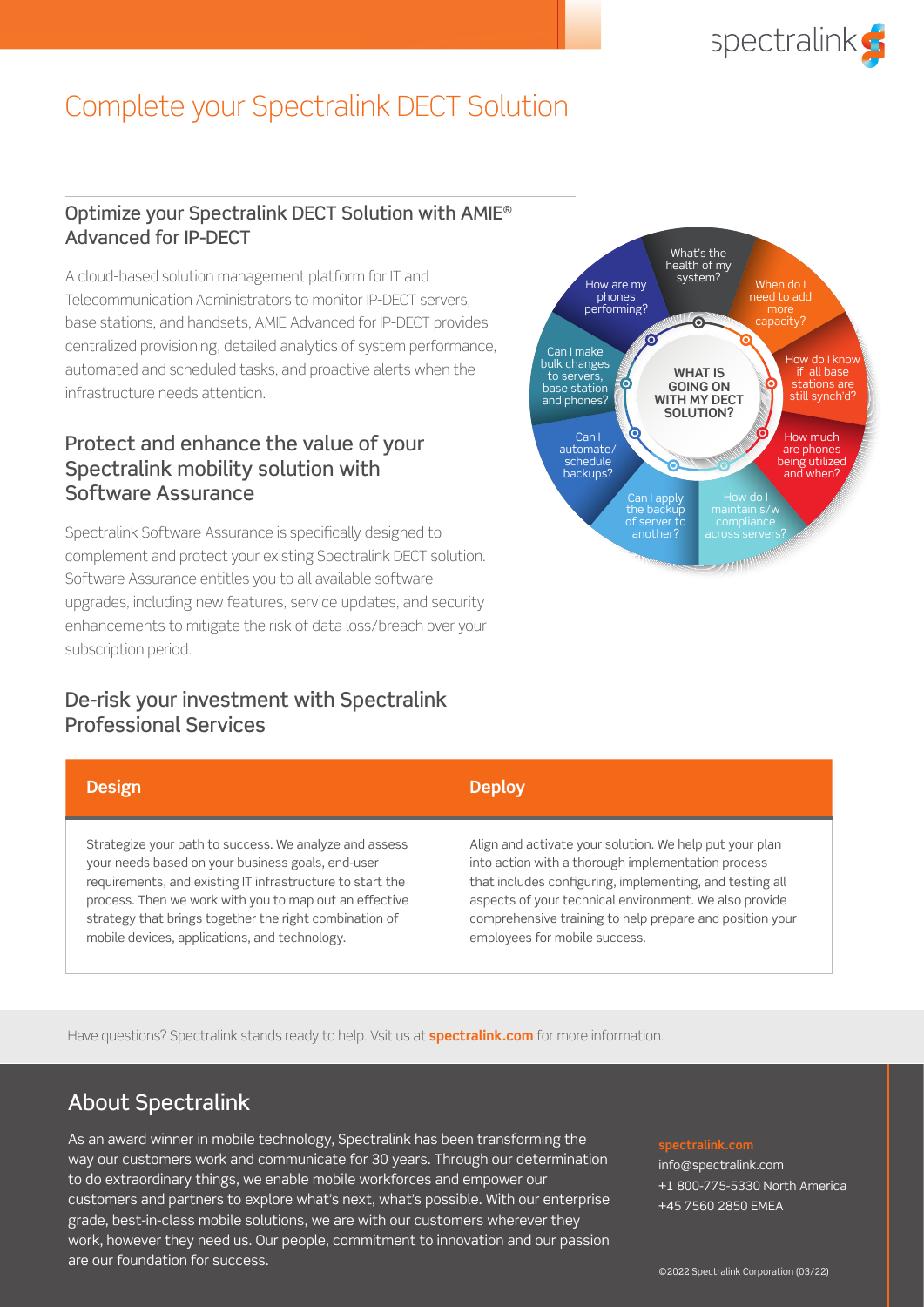# Complete your Spectralink DECT Solution

## Optimize your Spectralink DECT Solution with AMIE® Advanced for IP-DECT

A cloud-based solution management platform for IT and Telecommunication Administrators to monitor IP-DECT servers, base stations, and handsets, AMIE Advanced for IP-DECT provides centralized provisioning, detailed analytics of system performance, automated and scheduled tasks, and proactive alerts when the infrastructure needs attention.

WHAT IS GOING ON WITH MY DECT SOLUTION?

What's the health of my system?

When do I need to add more capacity?

How do I know if all base stations are still synch'd?

How much are phones being utilized and when?

How do I maintain s/w compliance across servers?

Can I apply the backup of server to another?

Can I automate/ schedule backups?

Can I make bulk changes to servers, base station and phones?

How are my phones performing?

## Protect and enhance the value of your Spectralink mobility solution with Software Assurance

Spectralink Software Assurance is specifically designed to complement and protect your existing Spectralink DECT solution. Software Assurance entitles you to all available software upgrades, including new features, service updates, and security enhancements to mitigate the risk of data loss/breach over your subscription period.

## De-risk your investment with Spectralink Professional Services

| Design | Deploy |
|---|---|
| Strategize your path to success. We analyze and assess your needs based on your business goals, end-user requirements, and existing IT infrastructure to start the process. Then we work with you to map out an effective strategy that brings together the right combination of mobile devices, applications, and technology. | Align and activate your solution. We help put your plan into action with a thorough implementation process that includes configuring, implementing, and testing all aspects of your technical environment. We also provide comprehensive training to help prepare and position your employees for mobile success. |

Have questions? Spectralink stands ready to help. Vsit us at **spectralink.com** for more information.

## About Spectralink

As an award winner in mobile technology, Spectralink has been transforming the way our customers work and communicate for 30 years. Through our determination to do extraordinary things, we enable mobile workforces and empower our customers and partners to explore what's next, what's possible. With our enterprise grade, best-in-class mobile solutions, we are with our customers wherever they work, however they need us. Our people, commitment to innovation and our passion are our foundation for success.

**spectralink.com**
info@spectralink.com
+1 800-775-5330 North America
+45 7560 2850 EMEA

©2022 Spectralink Corporation (03/22)